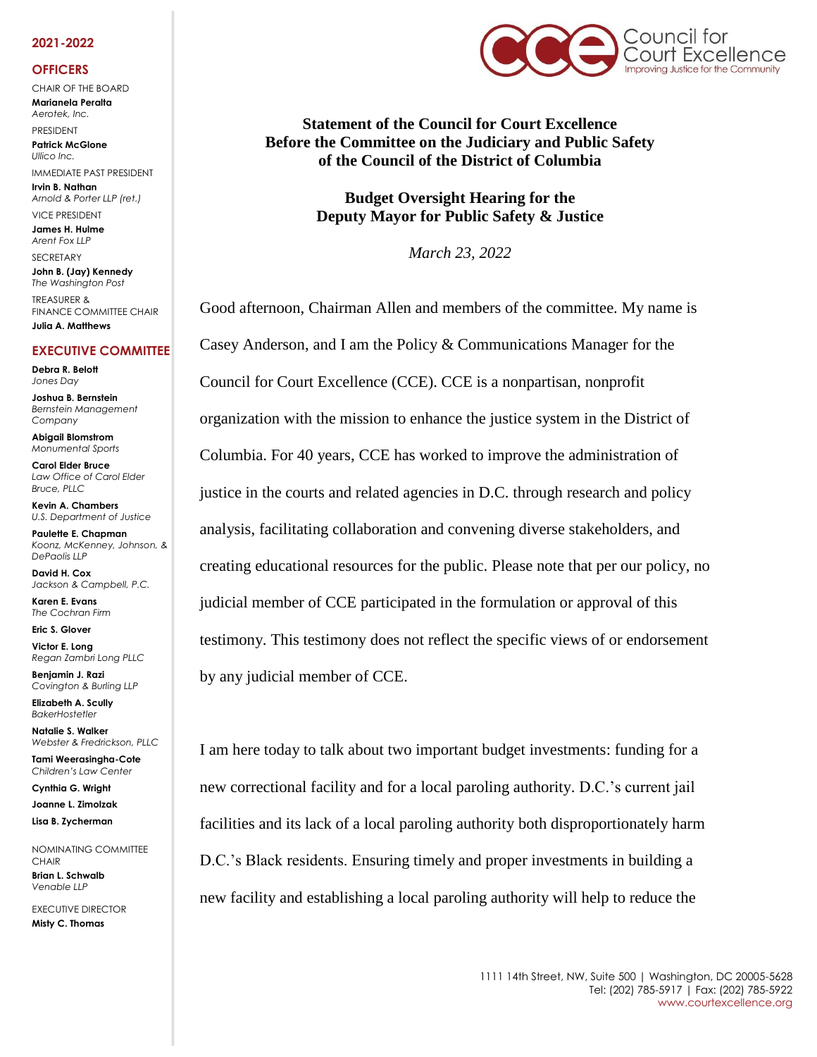**2021-2022**

**OFFICERS**

CHAIR OF THE BOARD
**Marianela Peralta**
*Aerotek, Inc.*

PRESIDENT
**Patrick McGlone**
*Ullico Inc.*

IMMEDIATE PAST PRESIDENT
**Irvin B. Nathan**
*Arnold & Porter LLP (ret.)*

VICE PRESIDENT
**James H. Hulme**
*Arent Fox LLP*

SECRETARY
**John B. (Jay) Kennedy**
*The Washington Post*

TREASURER &
FINANCE COMMITTEE CHAIR
**Julia A. Matthews**

**EXECUTIVE COMMITTEE**

**Debra R. Belott**
*Jones Day*

**Joshua B. Bernstein**
*Bernstein Management Company*

**Abigail Blomstrom**
*Monumental Sports*

**Carol Elder Bruce**
*Law Office of Carol Elder Bruce, PLLC*

**Kevin A. Chambers**
*U.S. Department of Justice*

**Paulette E. Chapman**
*Koonz, McKenney, Johnson, & DePaolis LLP*

**David H. Cox**
*Jackson & Campbell, P.C.*

**Karen E. Evans**
*The Cochran Firm*

**Eric S. Glover**

**Victor E. Long**
*Regan Zambri Long PLLC*

**Benjamin J. Razi**
*Covington & Burling LLP*

**Elizabeth A. Scully**
*BakerHostetler*

**Natalie S. Walker**
*Webster & Fredrickson, PLLC*

**Tami Weerasingha-Cote**
*Children's Law Center*

**Cynthia G. Wright**

**Joanne L. Zimolzak**

**Lisa B. Zycherman**

NOMINATING COMMITTEE CHAIR
**Brian L. Schwalb**
*Venable LLP*

EXECUTIVE DIRECTOR
**Misty C. Thomas**

Council for Court Excellence
Improving Justice for the Community

**Statement of the Council for Court Excellence**
**Before the Committee on the Judiciary and Public Safety**
**of the Council of the District of Columbia**

**Budget Oversight Hearing for the**
**Deputy Mayor for Public Safety & Justice**

*March 23, 2022*

Good afternoon, Chairman Allen and members of the committee. My name is Casey Anderson, and I am the Policy & Communications Manager for the Council for Court Excellence (CCE). CCE is a nonpartisan, nonprofit organization with the mission to enhance the justice system in the District of Columbia. For 40 years, CCE has worked to improve the administration of justice in the courts and related agencies in D.C. through research and policy analysis, facilitating collaboration and convening diverse stakeholders, and creating educational resources for the public. Please note that per our policy, no judicial member of CCE participated in the formulation or approval of this testimony. This testimony does not reflect the specific views of or endorsement by any judicial member of CCE.

I am here today to talk about two important budget investments: funding for a new correctional facility and for a local paroling authority. D.C.'s current jail facilities and its lack of a local paroling authority both disproportionately harm D.C.'s Black residents. Ensuring timely and proper investments in building a new facility and establishing a local paroling authority will help to reduce the

1111 14th Street, NW, Suite 500 | Washington, DC 20005-5628
Tel: (202) 785-5917 | Fax: (202) 785-5922
www.courtexcellence.org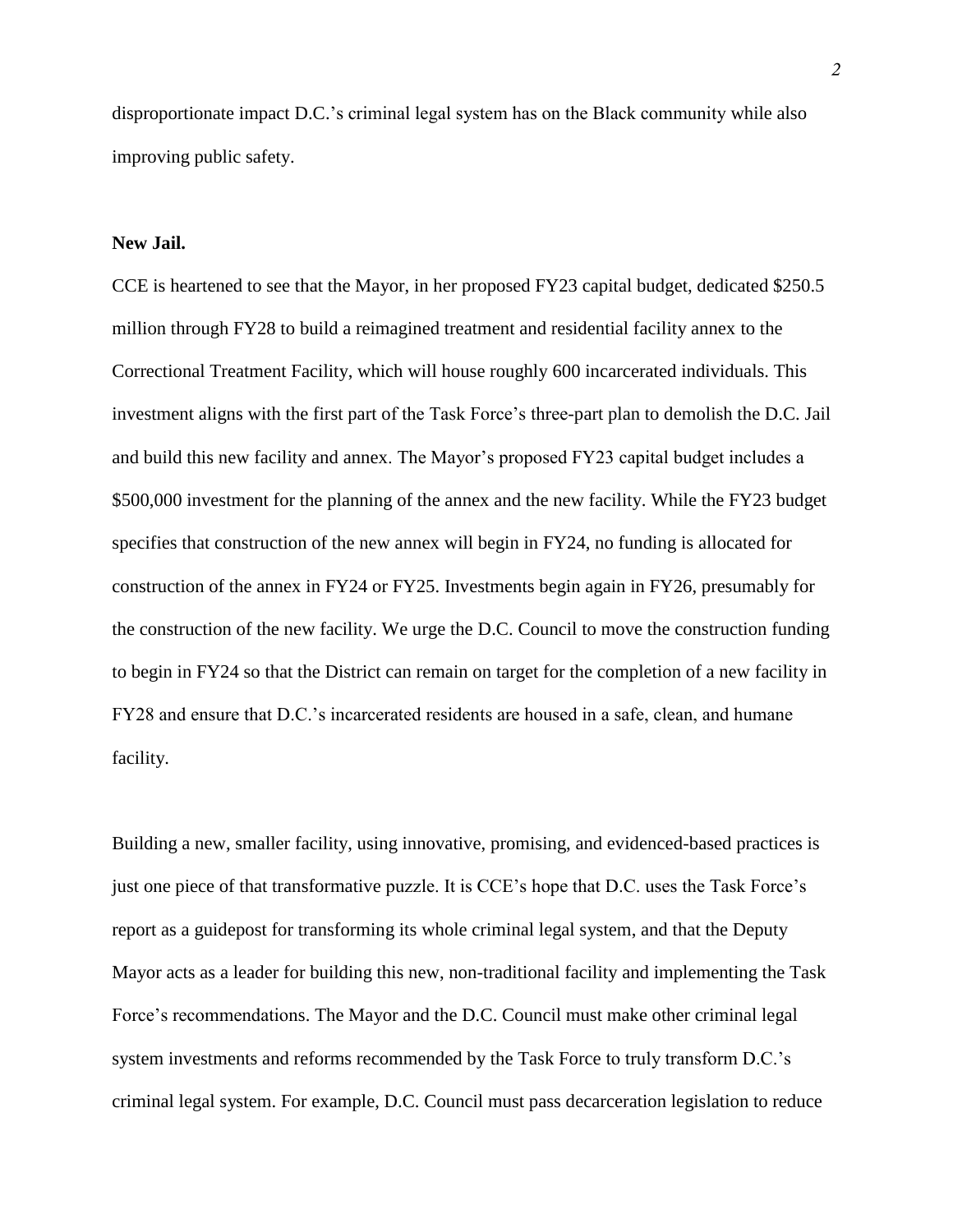disproportionate impact D.C.'s criminal legal system has on the Black community while also improving public safety.

**New Jail.**

CCE is heartened to see that the Mayor, in her proposed FY23 capital budget, dedicated $250.5 million through FY28 to build a reimagined treatment and residential facility annex to the Correctional Treatment Facility, which will house roughly 600 incarcerated individuals. This investment aligns with the first part of the Task Force's three-part plan to demolish the D.C. Jail and build this new facility and annex. The Mayor's proposed FY23 capital budget includes a $500,000 investment for the planning of the annex and the new facility. While the FY23 budget specifies that construction of the new annex will begin in FY24, no funding is allocated for construction of the annex in FY24 or FY25. Investments begin again in FY26, presumably for the construction of the new facility. We urge the D.C. Council to move the construction funding to begin in FY24 so that the District can remain on target for the completion of a new facility in FY28 and ensure that D.C.'s incarcerated residents are housed in a safe, clean, and humane facility.

Building a new, smaller facility, using innovative, promising, and evidenced-based practices is just one piece of that transformative puzzle. It is CCE's hope that D.C. uses the Task Force's report as a guidepost for transforming its whole criminal legal system, and that the Deputy Mayor acts as a leader for building this new, non-traditional facility and implementing the Task Force's recommendations. The Mayor and the D.C. Council must make other criminal legal system investments and reforms recommended by the Task Force to truly transform D.C.'s criminal legal system. For example, D.C. Council must pass decarceration legislation to reduce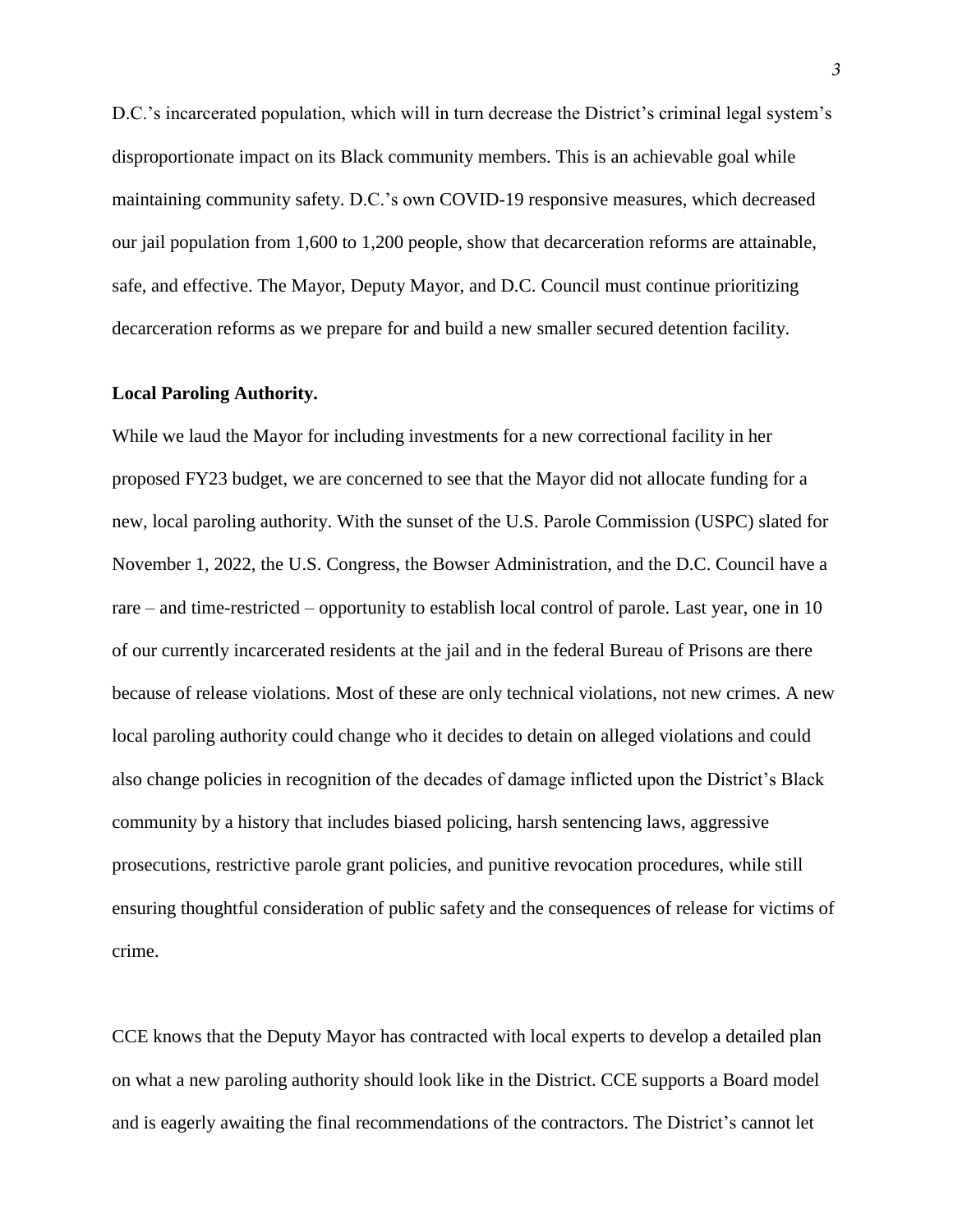D.C.'s incarcerated population, which will in turn decrease the District's criminal legal system's disproportionate impact on its Black community members. This is an achievable goal while maintaining community safety. D.C.'s own COVID-19 responsive measures, which decreased our jail population from 1,600 to 1,200 people, show that decarceration reforms are attainable, safe, and effective. The Mayor, Deputy Mayor, and D.C. Council must continue prioritizing decarceration reforms as we prepare for and build a new smaller secured detention facility.

**Local Paroling Authority.**

While we laud the Mayor for including investments for a new correctional facility in her proposed FY23 budget, we are concerned to see that the Mayor did not allocate funding for a new, local paroling authority. With the sunset of the U.S. Parole Commission (USPC) slated for November 1, 2022, the U.S. Congress, the Bowser Administration, and the D.C. Council have a rare – and time-restricted – opportunity to establish local control of parole. Last year, one in 10 of our currently incarcerated residents at the jail and in the federal Bureau of Prisons are there because of release violations. Most of these are only technical violations, not new crimes. A new local paroling authority could change who it decides to detain on alleged violations and could also change policies in recognition of the decades of damage inflicted upon the District's Black community by a history that includes biased policing, harsh sentencing laws, aggressive prosecutions, restrictive parole grant policies, and punitive revocation procedures, while still ensuring thoughtful consideration of public safety and the consequences of release for victims of crime.

CCE knows that the Deputy Mayor has contracted with local experts to develop a detailed plan on what a new paroling authority should look like in the District. CCE supports a Board model and is eagerly awaiting the final recommendations of the contractors. The District's cannot let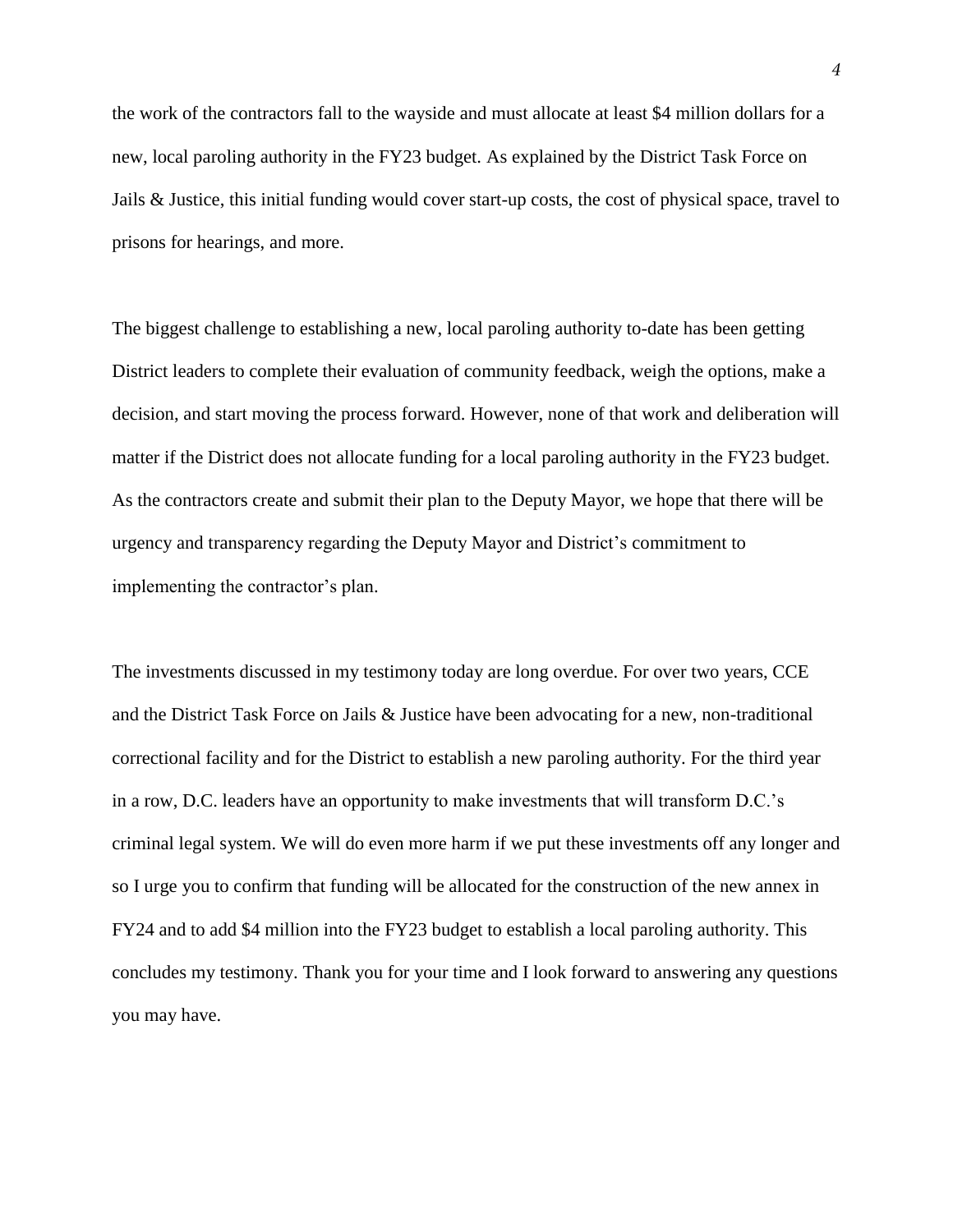the work of the contractors fall to the wayside and must allocate at least $4 million dollars for a new, local paroling authority in the FY23 budget. As explained by the District Task Force on Jails & Justice, this initial funding would cover start-up costs, the cost of physical space, travel to prisons for hearings, and more.

The biggest challenge to establishing a new, local paroling authority to-date has been getting District leaders to complete their evaluation of community feedback, weigh the options, make a decision, and start moving the process forward. However, none of that work and deliberation will matter if the District does not allocate funding for a local paroling authority in the FY23 budget. As the contractors create and submit their plan to the Deputy Mayor, we hope that there will be urgency and transparency regarding the Deputy Mayor and District's commitment to implementing the contractor's plan.

The investments discussed in my testimony today are long overdue. For over two years, CCE and the District Task Force on Jails & Justice have been advocating for a new, non-traditional correctional facility and for the District to establish a new paroling authority. For the third year in a row, D.C. leaders have an opportunity to make investments that will transform D.C.'s criminal legal system. We will do even more harm if we put these investments off any longer and so I urge you to confirm that funding will be allocated for the construction of the new annex in FY24 and to add $4 million into the FY23 budget to establish a local paroling authority. This concludes my testimony. Thank you for your time and I look forward to answering any questions you may have.